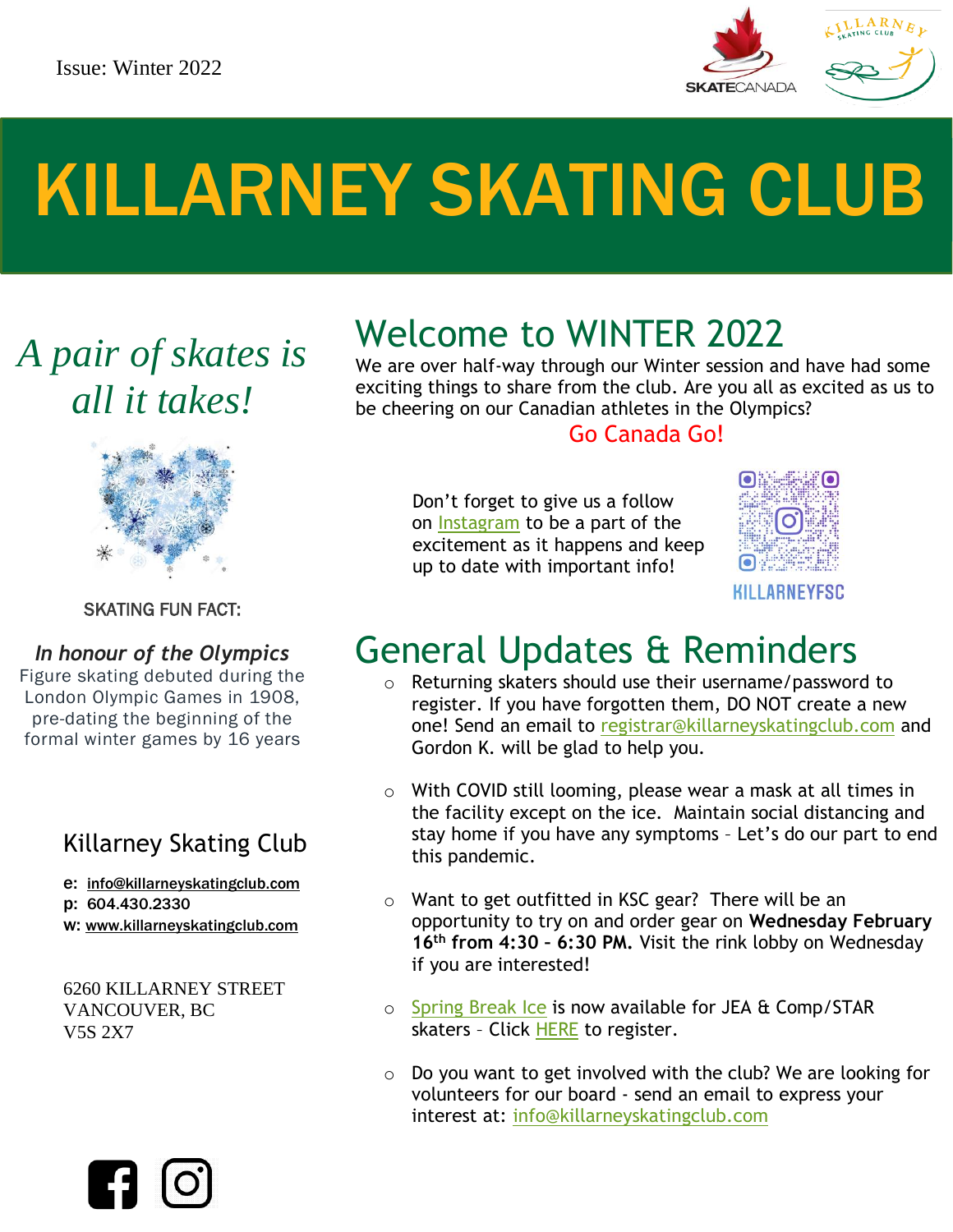Issue: Winter 2022

# KILLARNEY SKATING CLUB

*A pair of skates is all it takes!*

SKATING FUN FACT:

***In honour of the Olympics***

Figure skating debuted during the London Olympic Games in 1908, pre-dating the beginning of the formal winter games by 16 years

## Welcome to WINTER 2022

We are over half-way through our Winter session and have had some exciting things to share from the club. Are you all as excited as us to be cheering on our Canadian athletes in the Olympics?

Go Canada Go!

Don't forget to give us a follow on Instagram to be a part of the excitement as it happens and keep up to date with important info!

KILLARNEYFSC

## General Updates & Reminders

- Returning skaters should use their username/password to register. If you have forgotten them, DO NOT create a new one! Send an email to registrar@killarneyskatingclub.com and Gordon K. will be glad to help you.
- With COVID still looming, please wear a mask at all times in the facility except on the ice. Maintain social distancing and stay home if you have any symptoms – Let's do our part to end this pandemic.
- Want to get outfitted in KSC gear? There will be an opportunity to try on and order gear on **Wednesday February 16th from 4:30 – 6:30 PM.** Visit the rink lobby on Wednesday if you are interested!
- Spring Break Ice is now available for JEA & Comp/STAR skaters – Click HERE to register.
- Do you want to get involved with the club? We are looking for volunteers for our board - send an email to express your interest at: info@killarneyskatingclub.com

### Killarney Skating Club

**e:** info@killarneyskatingclub.com
**p:** 604.430.2330
**w:** www.killarneyskatingclub.com

6260 KILLARNEY STREET
VANCOUVER, BC
V5S 2X7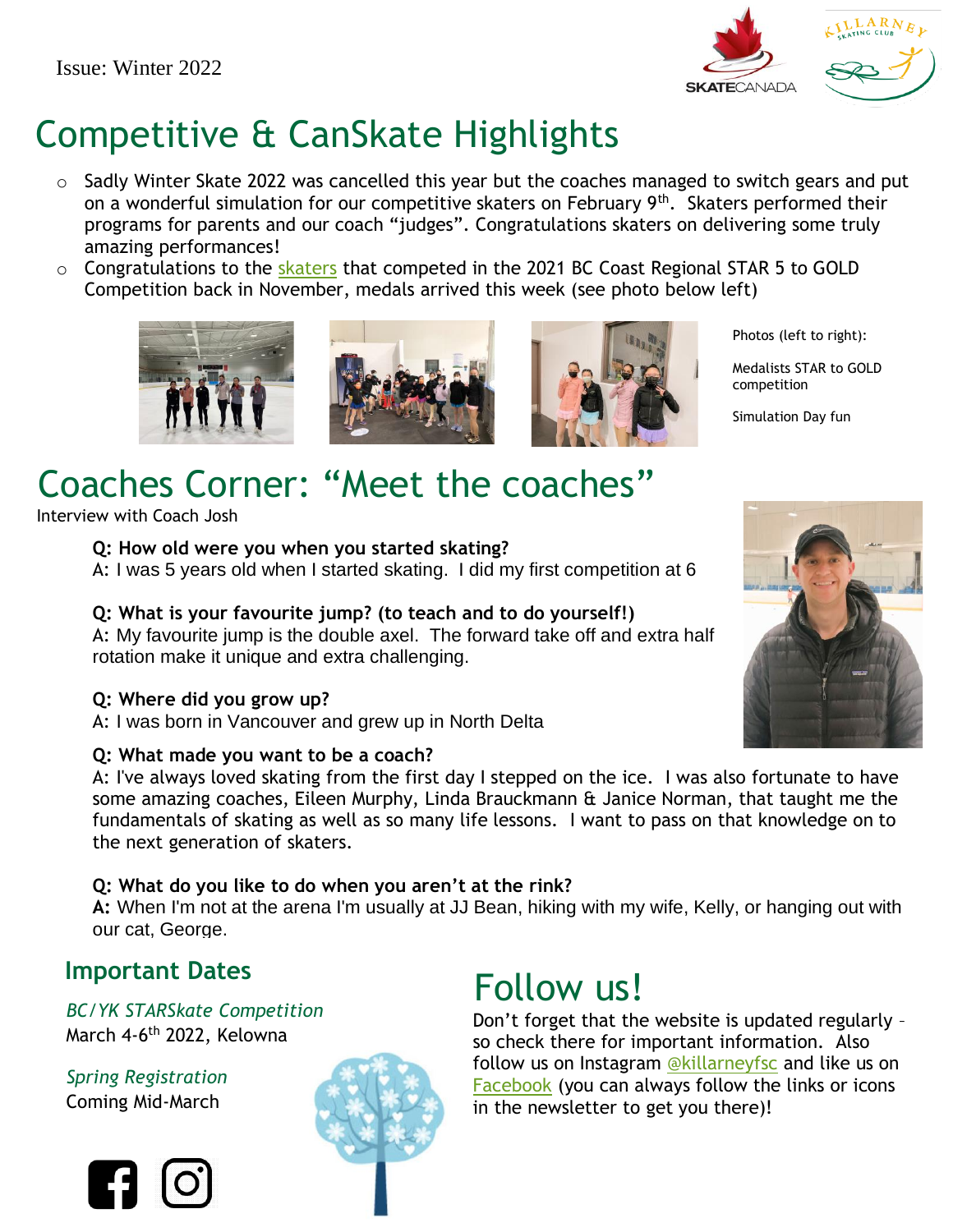Issue: Winter 2022

# Competitive & CanSkate Highlights

- Sadly Winter Skate 2022 was cancelled this year but the coaches managed to switch gears and put on a wonderful simulation for our competitive skaters on February 9th. Skaters performed their programs for parents and our coach "judges". Congratulations skaters on delivering some truly amazing performances!
- Congratulations to the skaters that competed in the 2021 BC Coast Regional STAR 5 to GOLD Competition back in November, medals arrived this week (see photo below left)

Photos (left to right):

Medalists STAR to GOLD competition

Simulation Day fun

# Coaches Corner: "Meet the coaches"

Interview with Coach Josh

**Q: How old were you when you started skating?**
A: I was 5 years old when I started skating. I did my first competition at 6

**Q: What is your favourite jump? (to teach and to do yourself!)**
A: My favourite jump is the double axel. The forward take off and extra half rotation make it unique and extra challenging.

**Q: Where did you grow up?**
A: I was born in Vancouver and grew up in North Delta

**Q: What made you want to be a coach?**
A: I've always loved skating from the first day I stepped on the ice. I was also fortunate to have some amazing coaches, Eileen Murphy, Linda Brauckmann & Janice Norman, that taught me the fundamentals of skating as well as so many life lessons. I want to pass on that knowledge on to the next generation of skaters.

**Q: What do you like to do when you aren't at the rink?**
**A:** When I'm not at the arena I'm usually at JJ Bean, hiking with my wife, Kelly, or hanging out with our cat, George.

## Important Dates

*BC/YK STARSkate Competition*
March 4-6th 2022, Kelowna

*Spring Registration*
Coming Mid-March

# Follow us!

Don't forget that the website is updated regularly – so check there for important information. Also follow us on Instagram @killarneyfsc and like us on Facebook (you can always follow the links or icons in the newsletter to get you there)!